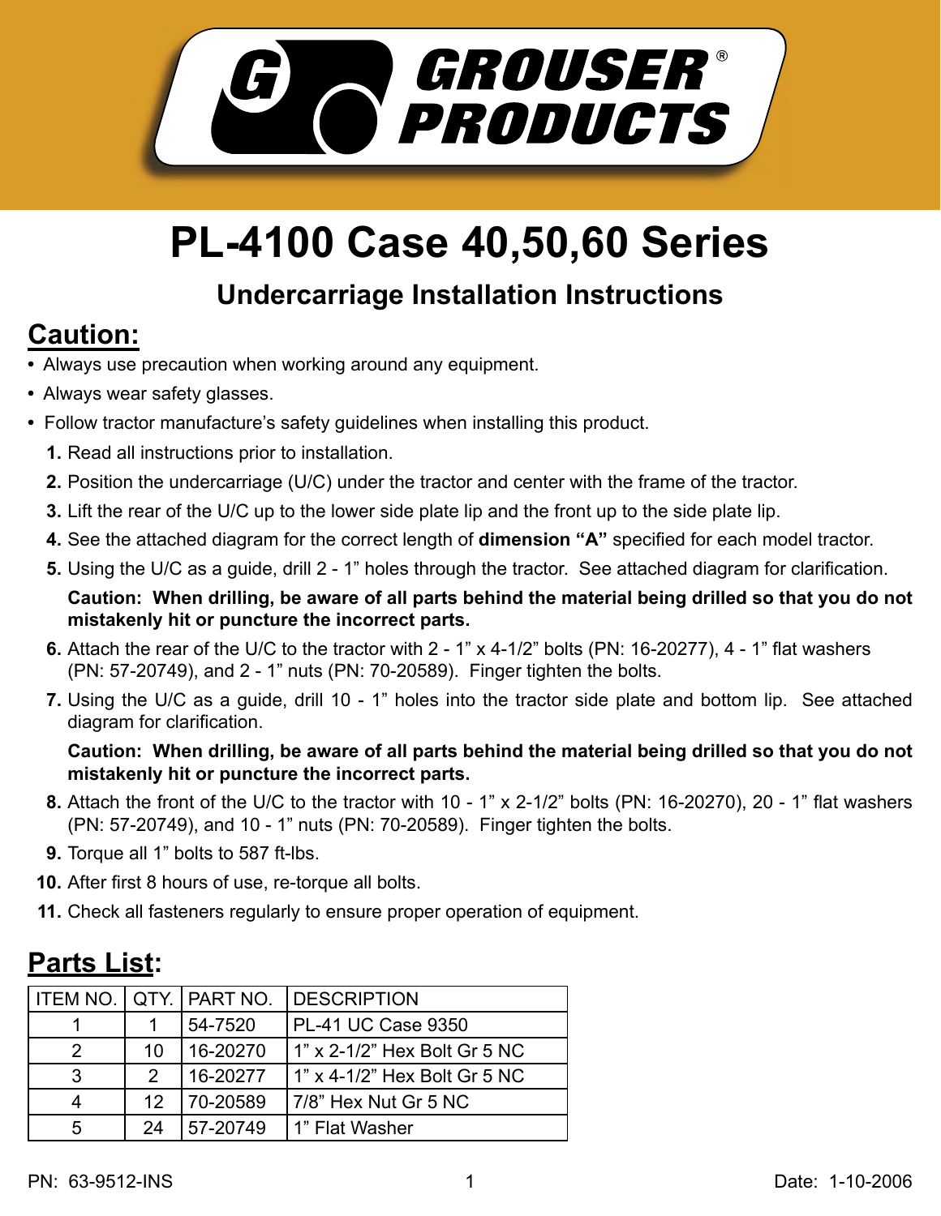GROUSER® PRODUCTS

# PL-4100 Case 40,50,60 Series

## Undercarriage Installation Instructions

## Caution:

- Always use precaution when working around any equipment.
- Always wear safety glasses.
- Follow tractor manufacture's safety guidelines when installing this product.

1. Read all instructions prior to installation.
2. Position the undercarriage (U/C) under the tractor and center with the frame of the tractor.
3. Lift the rear of the U/C up to the lower side plate lip and the front up to the side plate lip.
4. See the attached diagram for the correct length of **dimension "A"** specified for each model tractor.
5. Using the U/C as a guide, drill 2 - 1" holes through the tractor. See attached diagram for clarification.

   **Caution: When drilling, be aware of all parts behind the material being drilled so that you do not mistakenly hit or puncture the incorrect parts.**

6. Attach the rear of the U/C to the tractor with 2 - 1" x 4-1/2" bolts (PN: 16-20277), 4 - 1" flat washers (PN: 57-20749), and 2 - 1" nuts (PN: 70-20589). Finger tighten the bolts.
7. Using the U/C as a guide, drill 10 - 1" holes into the tractor side plate and bottom lip. See attached diagram for clarification.

   **Caution: When drilling, be aware of all parts behind the material being drilled so that you do not mistakenly hit or puncture the incorrect parts.**

8. Attach the front of the U/C to the tractor with 10 - 1" x 2-1/2" bolts (PN: 16-20270), 20 - 1" flat washers (PN: 57-20749), and 10 - 1" nuts (PN: 70-20589). Finger tighten the bolts.
9. Torque all 1" bolts to 587 ft-lbs.
10. After first 8 hours of use, re-torque all bolts.
11. Check all fasteners regularly to ensure proper operation of equipment.

## Parts List:

| ITEM NO. | QTY. | PART NO. | DESCRIPTION |
|---|---|---|---|
| 1 | 1 | 54-7520 | PL-41 UC Case 9350 |
| 2 | 10 | 16-20270 | 1" x 2-1/2" Hex Bolt Gr 5 NC |
| 3 | 2 | 16-20277 | 1" x 4-1/2" Hex Bolt Gr 5 NC |
| 4 | 12 | 70-20589 | 7/8" Hex Nut Gr 5 NC |
| 5 | 24 | 57-20749 | 1" Flat Washer |

PN: 63-9512-INS

Date: 1-10-2006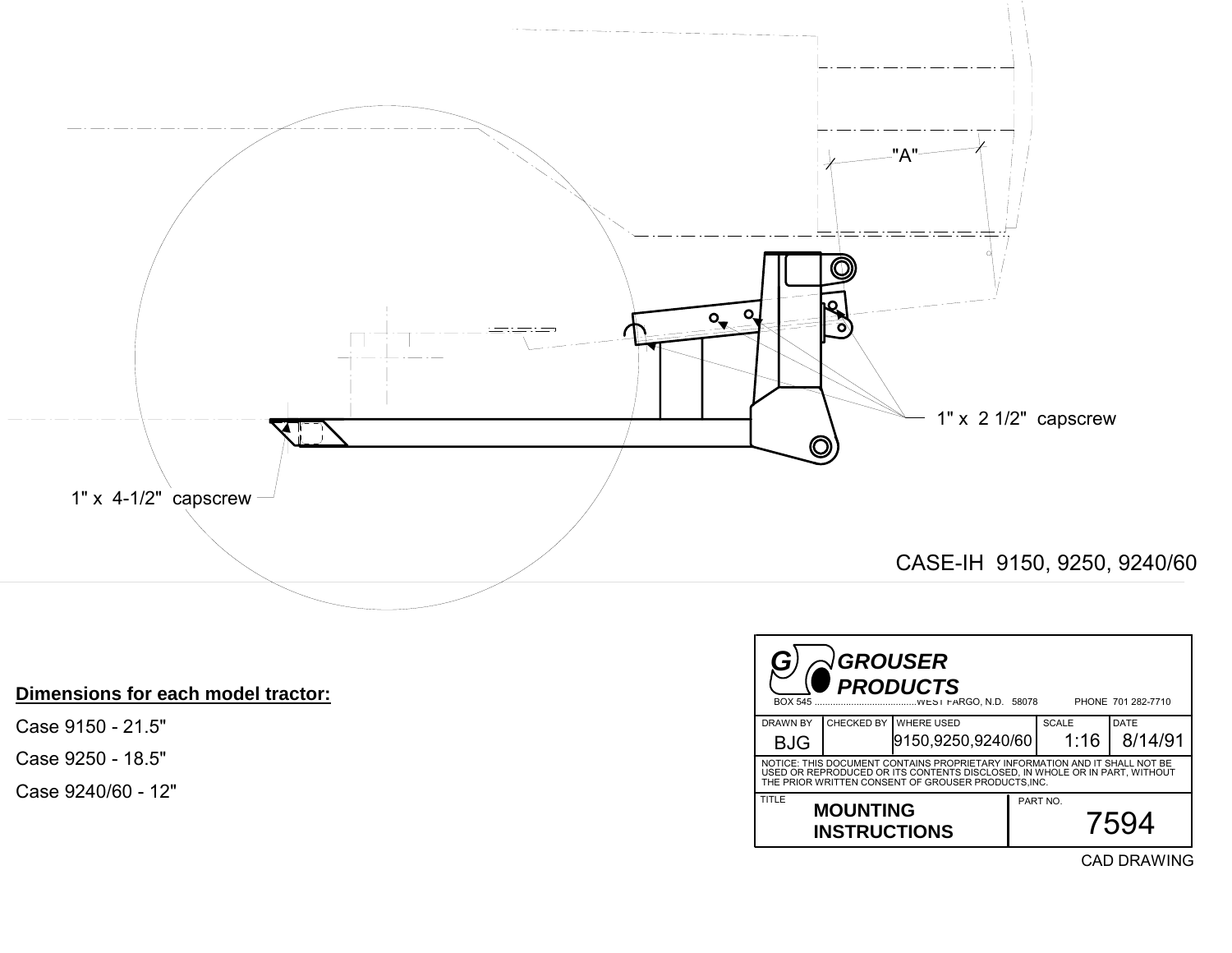"A"

1" x 2 1/2" capscrew

1" x 4-1/2" capscrew

CASE-IH 9150, 9250, 9240/60

**Dimensions for each model tractor:**

Case 9150 - 21.5"

Case 9250 - 18.5"

Case 9240/60 - 12"

**GROUSER PRODUCTS**

BOX 545 ........................................WEST FARGO, N.D. 58078 PHONE 701 282-7710

| DRAWN BY | CHECKED BY | WHERE USED | SCALE | DATE |
| --- | --- | --- | --- | --- |
| BJG | | 9150,9250,9240/60 | 1:16 | 8/14/91 |

NOTICE: THIS DOCUMENT CONTAINS PROPRIETARY INFORMATION AND IT SHALL NOT BE USED OR REPRODUCED OR ITS CONTENTS DISCLOSED, IN WHOLE OR IN PART, WITHOUT THE PRIOR WRITTEN CONSENT OF GROUSER PRODUCTS,INC.

| TITLE | PART NO. |
| --- | --- |
| **MOUNTING INSTRUCTIONS** | 7594 |

CAD DRAWING